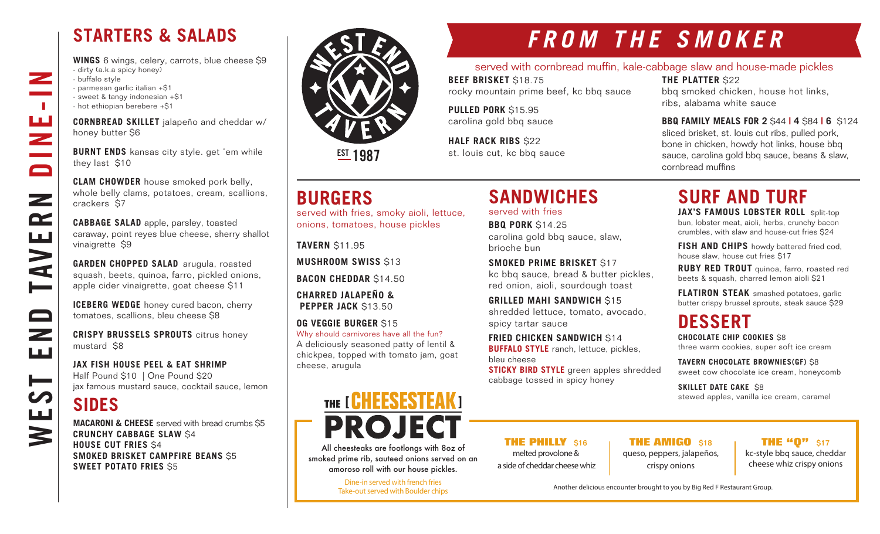# WEST END TAVERN DINE-IN

## STARTERS & SALADS

**WINGS** 6 wings, celery, carrots, blue cheese $9
- dirty (a.k.a spicy honey)
- buffalo style
- parmesan garlic italian +$1
- sweet & tangy indonesian +$1
- hot ethiopian berebere +$1

**CORNBREAD SKILLET** jalapeño and cheddar w/ honey butter $6

**BURNT ENDS** kansas city style. get 'em while they last $10

**CLAM CHOWDER** house smoked pork belly, whole belly clams, potatoes, cream, scallions, crackers $7

**CABBAGE SALAD** apple, parsley, toasted caraway, point reyes blue cheese, sherry shallot vinaigrette $9

**GARDEN CHOPPED SALAD** arugula, roasted squash, beets, quinoa, farro, pickled onions, apple cider vinaigrette, goat cheese $11

**ICEBERG WEDGE** honey cured bacon, cherry tomatoes, scallions, bleu cheese $8

**CRISPY BRUSSELS SPROUTS** citrus honey mustard $8

**JAX FISH HOUSE PEEL & EAT SHRIMP**
Half Pound $10 | One Pound $20
jax famous mustard sauce, cocktail sauce, lemon

## SIDES

**MACARONI & CHEESE** served with bread crumbs $5
**CRUNCHY CABBAGE SLAW** $4
**HOUSE CUT FRIES** $4
**SMOKED BRISKET CAMPFIRE BEANS** $5
**SWEET POTATO FRIES** $5

WEST END TAVERN
EST 1987

## FROM THE SMOKER

served with cornbread muffin, kale-cabbage slaw and house-made pickles

**BEEF BRISKET** $18.75
rocky mountain prime beef, kc bbq sauce

**PULLED PORK** $15.95
carolina gold bbq sauce

**HALF RACK RIBS** $22
st. louis cut, kc bbq sauce

**THE PLATTER** $22
bbq smoked chicken, house hot links, ribs, alabama white sauce

**BBQ FAMILY MEALS FOR 2** $44 | **4** $84 | **6** $124
sliced brisket, st. louis cut ribs, pulled pork, bone in chicken, howdy hot links, house bbq sauce, carolina gold bbq sauce, beans & slaw, cornbread muffins

## BURGERS

served with fries, smoky aioli, lettuce, onions, tomatoes, house pickles

**TAVERN** $11.95

**MUSHROOM SWISS** $13

**BACON CHEDDAR** $14.50

**CHARRED JALAPEÑO & PEPPER JACK** $13.50

**OG VEGGIE BURGER** $15
Why should carnivores have all the fun?
A deliciously seasoned patty of lentil & chickpea, topped with tomato jam, goat cheese, arugula

## SANDWICHES

served with fries

**BBQ PORK** $14.25
carolina gold bbq sauce, slaw, brioche bun

**SMOKED PRIME BRISKET** $17
kc bbq sauce, bread & butter pickles, red onion, aioli, sourdough toast

**GRILLED MAHI SANDWICH** $15
shredded lettuce, tomato, avocado, spicy tartar sauce

**FRIED CHICKEN SANDWICH** $14
**BUFFALO STYLE** ranch, lettuce, pickles, bleu cheese
**STICKY BIRD STYLE** green apples shredded cabbage tossed in spicy honey

## SURF AND TURF

**JAX'S FAMOUS LOBSTER ROLL** split-top bun, lobster meat, aioli, herbs, crunchy bacon crumbles, with slaw and house-cut fries $24

**FISH AND CHIPS** howdy battered fried cod, house slaw, house cut fries $17

**RUBY RED TROUT** quinoa, farro, roasted red beets & squash, charred lemon aioli $21

**FLATIRON STEAK** smashed potatoes, garlic butter crispy brussel sprouts, steak sauce $29

## DESSERT

**CHOCOLATE CHIP COOKIES** $8
three warm cookies, super soft ice cream

**TAVERN CHOCOLATE BROWNIES(GF)** $8
sweet cow chocolate ice cream, honeycomb

**SKILLET DATE CAKE** $8
stewed apples, vanilla ice cream, caramel

## THE [ CHEESESTEAK ] PROJECT

All cheesesteaks are footlongs with 8oz of smoked prime rib, sauteed onions served on an amoroso roll with our house pickles.

Dine-in served with french fries
Take-out served with Boulder chips

**THE PHILLY** $16
melted provolone & a side of cheddar cheese whiz

**THE AMIGO** $18
queso, peppers, jalapeños, crispy onions

**THE "Q"** $17
kc-style bbq sauce, cheddar cheese whiz crispy onions

Another delicious encounter brought to you by Big Red F Restaurant Group.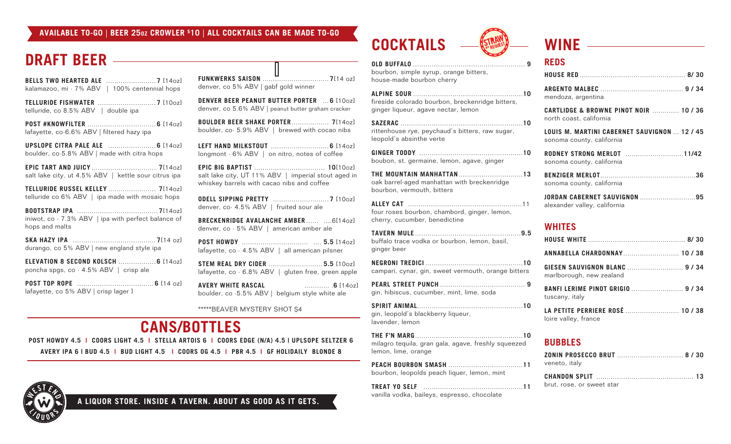**AVAILABLE TO-GO | BEER 25oz CROWLER $10 | ALL COCKTAILS CAN BE MADE TO-GO**

## DRAFT BEER

**BELLS TWO HEARTED ALE** ........................ **7** [14oz]
kalamazoo, mi · 7% ABV | 100% centennial hops

**TELLURIDE FISHWATER** ............................ **7** [10oz]
telluride, co 8.5% ABV | double ipa

**POST #KNOWFILTER** ................................ **6** [14oz]
lafayette, co·6.6% ABV | filtered hazy ipa

**UPSLOPE CITRA PALE ALE** ....................... **6** [14oz]
boulder, co·5.8% ABV | made with citra hops

**EPIC TART AND JUICY** ............................... **7**[14oz]
salt lake city, ut 4.5% ABV | kettle sour citrus ipa

**TELLURIDE RUSSEL KELLEY** ....................... **7**[14oz]
telluride co 6% ABV | ipa made with mosaic hops

**BOOTSTRAP IPA** ....................................... **7**[14oz]
iniwot, co · 7.3% ABV | ipa with perfect balance of hops and malts

**SKA HAZY IPA** ........................................ **7**[14 oz]
durango, co 5% ABV | new england style ipa

**ELEVATION 8 SECOND KOLSCH** .................. **6** [14oz]
poncha spgs, co · 4.5% ABV | crisp ale

**POST TOP ROPE** .................................... **6** [14 oz]
lafayette, co 5% ABV | crisp lager ]

**FUNKWERKS SAISON** ................................ **7**[14 oz]
denver, co 5% ABV | gabf gold winner

**DENVER BEER PEANUT BUTTER PORTER** ... **6** [10oz]
denver, co 5.6% ABV | peanut butter graham cracker

**BOULDER BEER SHAKE PORTER** .................. **7**[14oz]
boulder, co· 5.9% ABV | brewed with cocao nibs

**LEFT HAND MILKSTOUT** ............................ **6** [14oz]
longmont · 6% ABV | on nitro, notes of coffee

**EPIC BIG BAPTIST** .................................. **10**[10oz]
salt lake city, UT 11% ABV | imperial stout aged in whiskey barrels with cacao nibs and coffee

**ODELL SIPPING PRETTY** ........................... **7** [10oz]
denver, co· 4.5% ABV | fruited sour ale

**BRECKENRIDGE AVALANCHE AMBER** ...... ....**6**[14oz]
denver, co · 5% ABV | american amber ale

**POST HOWDY** ................................ .... **5.5** [14oz]
lafayette, co · 4.5% ABV | all american pilsner

**STEM REAL DRY CIDER** .......................... **5.5** [10oz]
lafayette, co · 6.8% ABV | gluten free, green apple

**AVERY WHITE RASCAL** ............ .**6** [14oz]
boulder, co ·5.5% ABV | belgium style white ale

\*\*\*\*\*BEAVER MYSTERY SHOT $4

## CANS/BOTTLES

**POST HOWDY 4.5 | COORS LIGHT 4.5 | STELLA ARTOIS 6 | COORS EDGE (N/A) 4.5 | UPLSOPE SELTZER 6**
**AVERY IPA 6 | BUD 4.5 | BUD LIGHT 4.5 | COORS OG 4.5 | PBR 4.5 | GF HOLIDAILY BLONDE 8**

**A LIQUOR STORE. INSIDE A TAVERN. ABOUT AS GOOD AS IT GETS.**

## COCKTAILS

STRAW BY REQUEST

**OLD BUFFALO** ..................................................... **9**
bourbon, simple syrup, orange bitters, house-made bourbon cherry

**ALPINE SOUR** ....................................................**10**
fireside colorado bourbon, breckenridge bitters, ginger liqueur, agave nectar, lemon

**SAZERAC** ..........................................................**10**
rittenhouse rye, peychaud's bitters, raw sugar, leopold's absinthe verte

**GINGER TODDY** .................................................**10**
boubon, st. germaine, lemon, agave, ginger

**THE MOUNTAIN MANHATTAN** ..............................**13**
oak barrel-aged manhattan with breckenridge bourbon, vermouth, bitters

**ALLEY CAT** ......................................................**11**
four roses bourbon, chambord, ginger, lemon, cherry, cucumber, benedictine

**TAVERN MULE** ...................................................**9.5**
buffalo trace vodka or bourbon, lemon, basil, ginger beer

**NEGRONI TREDICI** ..............................................**10**
campari, cynar, gin, sweet vermouth, orange bitters

**PEARL STREET PUNCH** ........................................ **9**
gin, hibiscus, cucumber, mint, lime, soda

**SPIRIT ANIMAL** ..................................................**10**
gin, leopold's blackberry liqueur, lavender, lemon

**THE F'N MARG** ...................................................**10**
milagro tequila, gran gala, agave, freshly squeezed lemon, lime, orange

**PEACH BOURBON SMASH** ...................................**11**
bourbon, leopolds peach liquer, lemon, mint

**TREAT YO SELF** ................................................**11**
vanilla vodka, baileys, espresso, chocolate

## WINE

### REDS

**HOUSE RED** .................................................. **8/ 30**

**ARGENTO MALBEC** ....................................... **9 / 34**
mendoza, argentina

**CARTLIDGE & BROWNE PINOT NOIR** ............. **10 / 36**
north coast, california

**LOUIS M. MARTINI CABERNET SAUVIGNON** ... **12 / 45**
sonoma county, california

**RODNEY STRONG MERLOT** ............................**11/42**
sonoma county, california

**BENZIGER MERLOT** .............................................**36**
sonoma county, california

**JORDAN CABERNET SAUVIGNON** ...........................**95**
alexander valley, california

### WHITES

**HOUSE WHITE** .............................................. **8/ 30**

**ANNABELLA CHARDONNAY** ........................... **10 / 38**

**GIESEN SAUVIGNON BLANC** ........................... **9 / 34**
marlborough, new zealand

**BANFI LERIME PINOT GRIGIO** ......................... **9 / 34**
tuscany, italy

**LA PETITE PERRIERE ROSÉ** .......................... **10 / 38**
loire valley, france

### BUBBLES

**ZONIN PROSECCO BRUT** ................................ **8 / 30**
veneto, italy

**CHANDON SPLIT** .............................................. **13**
brut, rose, or sweet star